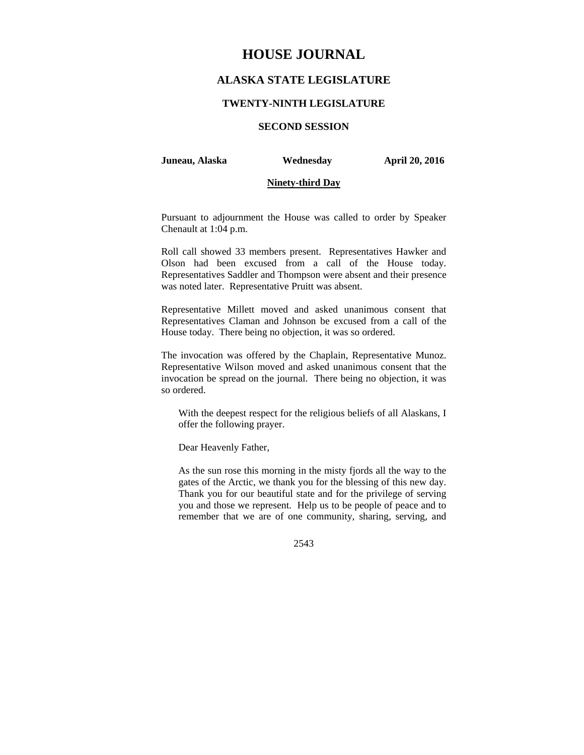# HOUSE JOURNAL

## ALASKA STATE LEGISLATURE

### TWENTY-NINTH LEGISLATURE

### SECOND SESSION

**Juneau, Alaska** **Wednesday** **April 20, 2016**

**Ninety-third Day**

Pursuant to adjournment the House was called to order by Speaker Chenault at 1:04 p.m.

Roll call showed 33 members present. Representatives Hawker and Olson had been excused from a call of the House today. Representatives Saddler and Thompson were absent and their presence was noted later. Representative Pruitt was absent.

Representative Millett moved and asked unanimous consent that Representatives Claman and Johnson be excused from a call of the House today. There being no objection, it was so ordered.

The invocation was offered by the Chaplain, Representative Munoz. Representative Wilson moved and asked unanimous consent that the invocation be spread on the journal. There being no objection, it was so ordered.

> With the deepest respect for the religious beliefs of all Alaskans, I offer the following prayer.
>
> Dear Heavenly Father,
>
> As the sun rose this morning in the misty fjords all the way to the gates of the Arctic, we thank you for the blessing of this new day. Thank you for our beautiful state and for the privilege of serving you and those we represent. Help us to be people of peace and to remember that we are of one community, sharing, serving, and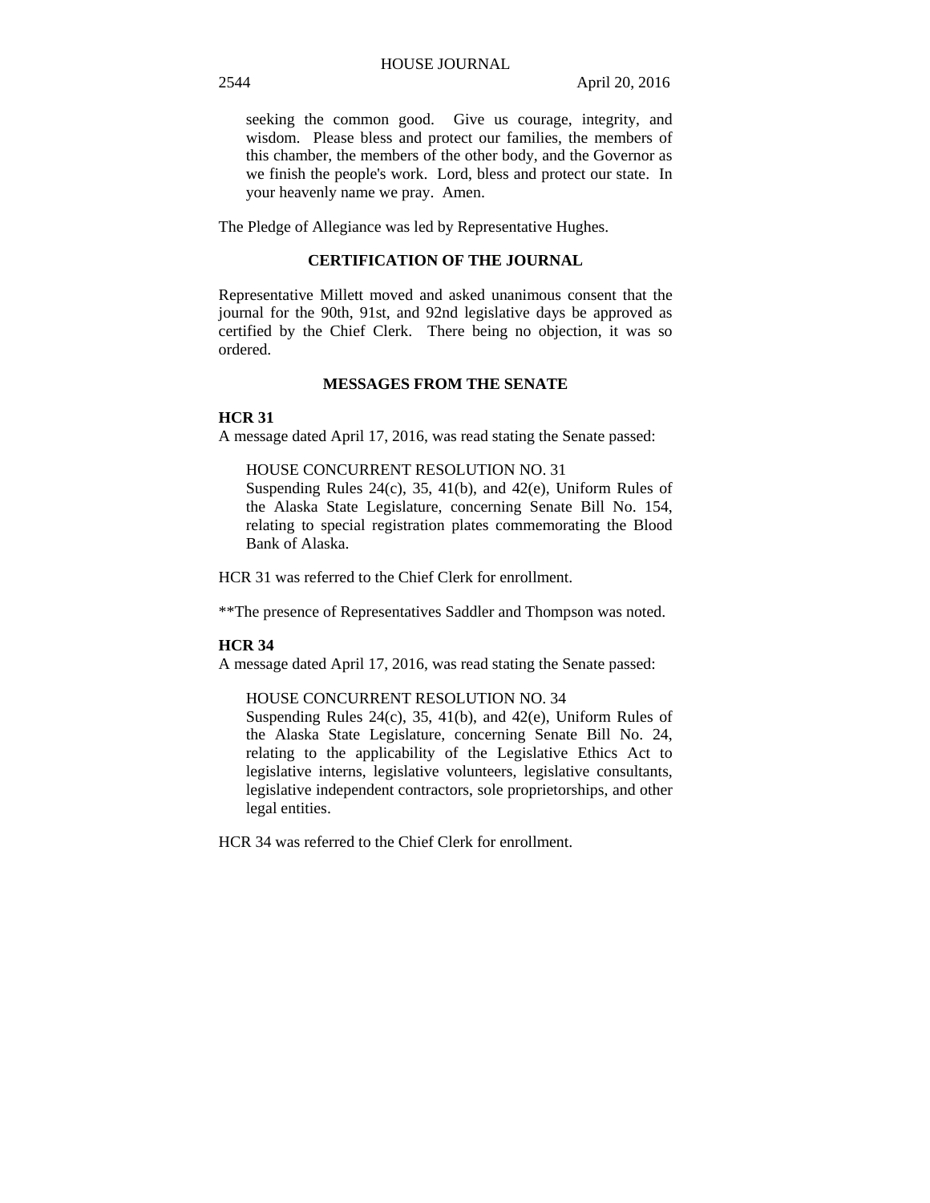seeking the common good. Give us courage, integrity, and wisdom. Please bless and protect our families, the members of this chamber, the members of the other body, and the Governor as we finish the people's work. Lord, bless and protect our state. In your heavenly name we pray. Amen.

The Pledge of Allegiance was led by Representative Hughes.

## CERTIFICATION OF THE JOURNAL

Representative Millett moved and asked unanimous consent that the journal for the 90th, 91st, and 92nd legislative days be approved as certified by the Chief Clerk. There being no objection, it was so ordered.

## MESSAGES FROM THE SENATE

**HCR 31**

A message dated April 17, 2016, was read stating the Senate passed:

HOUSE CONCURRENT RESOLUTION NO. 31
Suspending Rules 24(c), 35, 41(b), and 42(e), Uniform Rules of the Alaska State Legislature, concerning Senate Bill No. 154, relating to special registration plates commemorating the Blood Bank of Alaska.

HCR 31 was referred to the Chief Clerk for enrollment.

**The presence of Representatives Saddler and Thompson was noted.

**HCR 34**

A message dated April 17, 2016, was read stating the Senate passed:

HOUSE CONCURRENT RESOLUTION NO. 34
Suspending Rules 24(c), 35, 41(b), and 42(e), Uniform Rules of the Alaska State Legislature, concerning Senate Bill No. 24, relating to the applicability of the Legislative Ethics Act to legislative interns, legislative volunteers, legislative consultants, legislative independent contractors, sole proprietorships, and other legal entities.

HCR 34 was referred to the Chief Clerk for enrollment.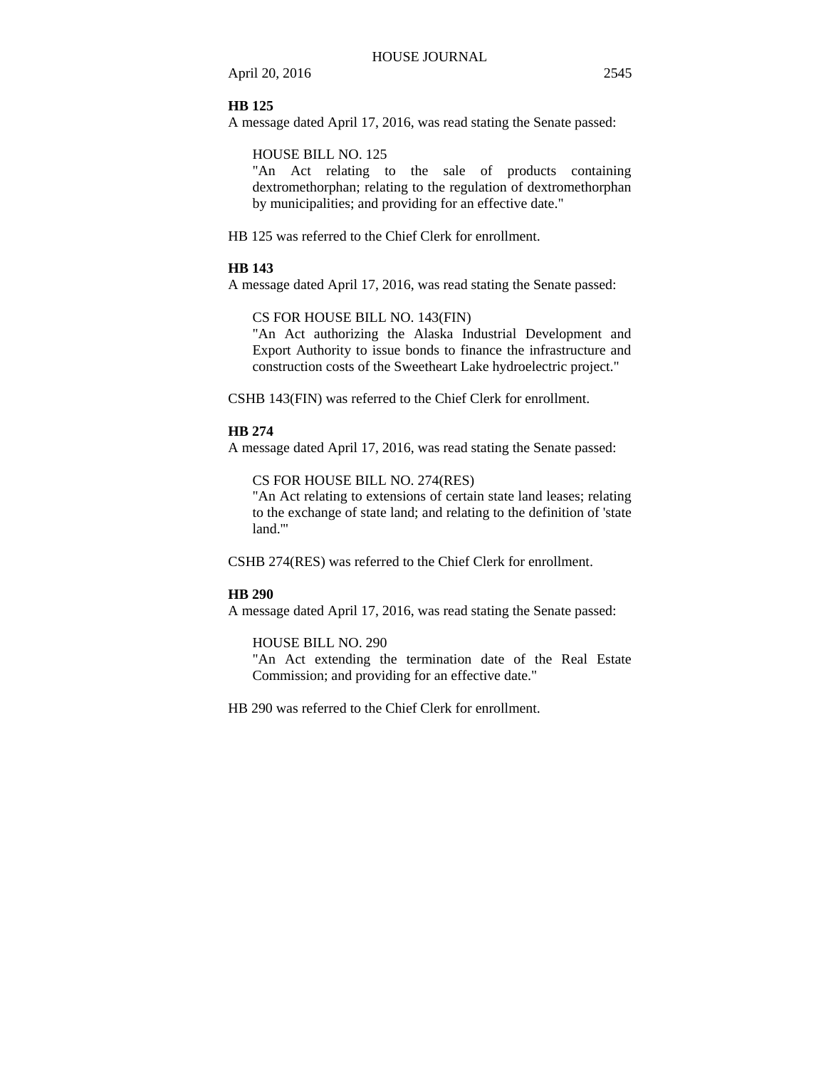**HB 125**

A message dated April 17, 2016, was read stating the Senate passed:

> HOUSE BILL NO. 125
> "An Act relating to the sale of products containing dextromethorphan; relating to the regulation of dextromethorphan by municipalities; and providing for an effective date."

HB 125 was referred to the Chief Clerk for enrollment.

**HB 143**

A message dated April 17, 2016, was read stating the Senate passed:

> CS FOR HOUSE BILL NO. 143(FIN)
> "An Act authorizing the Alaska Industrial Development and Export Authority to issue bonds to finance the infrastructure and construction costs of the Sweetheart Lake hydroelectric project."

CSHB 143(FIN) was referred to the Chief Clerk for enrollment.

**HB 274**

A message dated April 17, 2016, was read stating the Senate passed:

> CS FOR HOUSE BILL NO. 274(RES)
> "An Act relating to extensions of certain state land leases; relating to the exchange of state land; and relating to the definition of 'state land.'"

CSHB 274(RES) was referred to the Chief Clerk for enrollment.

**HB 290**

A message dated April 17, 2016, was read stating the Senate passed:

> HOUSE BILL NO. 290
> "An Act extending the termination date of the Real Estate Commission; and providing for an effective date."

HB 290 was referred to the Chief Clerk for enrollment.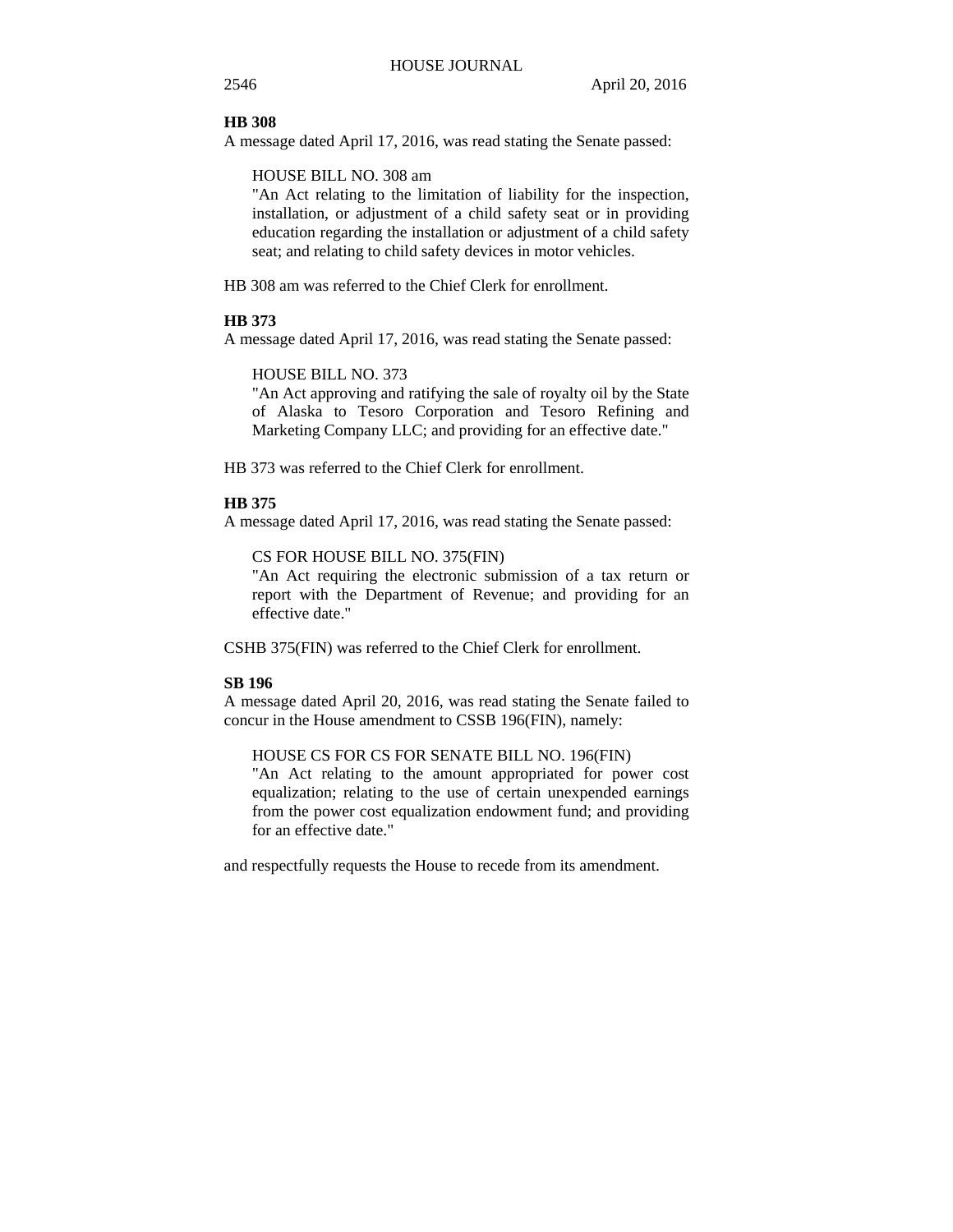**HB 308**

A message dated April 17, 2016, was read stating the Senate passed:

> HOUSE BILL NO. 308 am
>
> "An Act relating to the limitation of liability for the inspection, installation, or adjustment of a child safety seat or in providing education regarding the installation or adjustment of a child safety seat; and relating to child safety devices in motor vehicles.

HB 308 am was referred to the Chief Clerk for enrollment.

**HB 373**

A message dated April 17, 2016, was read stating the Senate passed:

> HOUSE BILL NO. 373
>
> "An Act approving and ratifying the sale of royalty oil by the State of Alaska to Tesoro Corporation and Tesoro Refining and Marketing Company LLC; and providing for an effective date."

HB 373 was referred to the Chief Clerk for enrollment.

**HB 375**

A message dated April 17, 2016, was read stating the Senate passed:

> CS FOR HOUSE BILL NO. 375(FIN)
>
> "An Act requiring the electronic submission of a tax return or report with the Department of Revenue; and providing for an effective date."

CSHB 375(FIN) was referred to the Chief Clerk for enrollment.

**SB 196**

A message dated April 20, 2016, was read stating the Senate failed to concur in the House amendment to CSSB 196(FIN), namely:

> HOUSE CS FOR CS FOR SENATE BILL NO. 196(FIN)
>
> "An Act relating to the amount appropriated for power cost equalization; relating to the use of certain unexpended earnings from the power cost equalization endowment fund; and providing for an effective date."

and respectfully requests the House to recede from its amendment.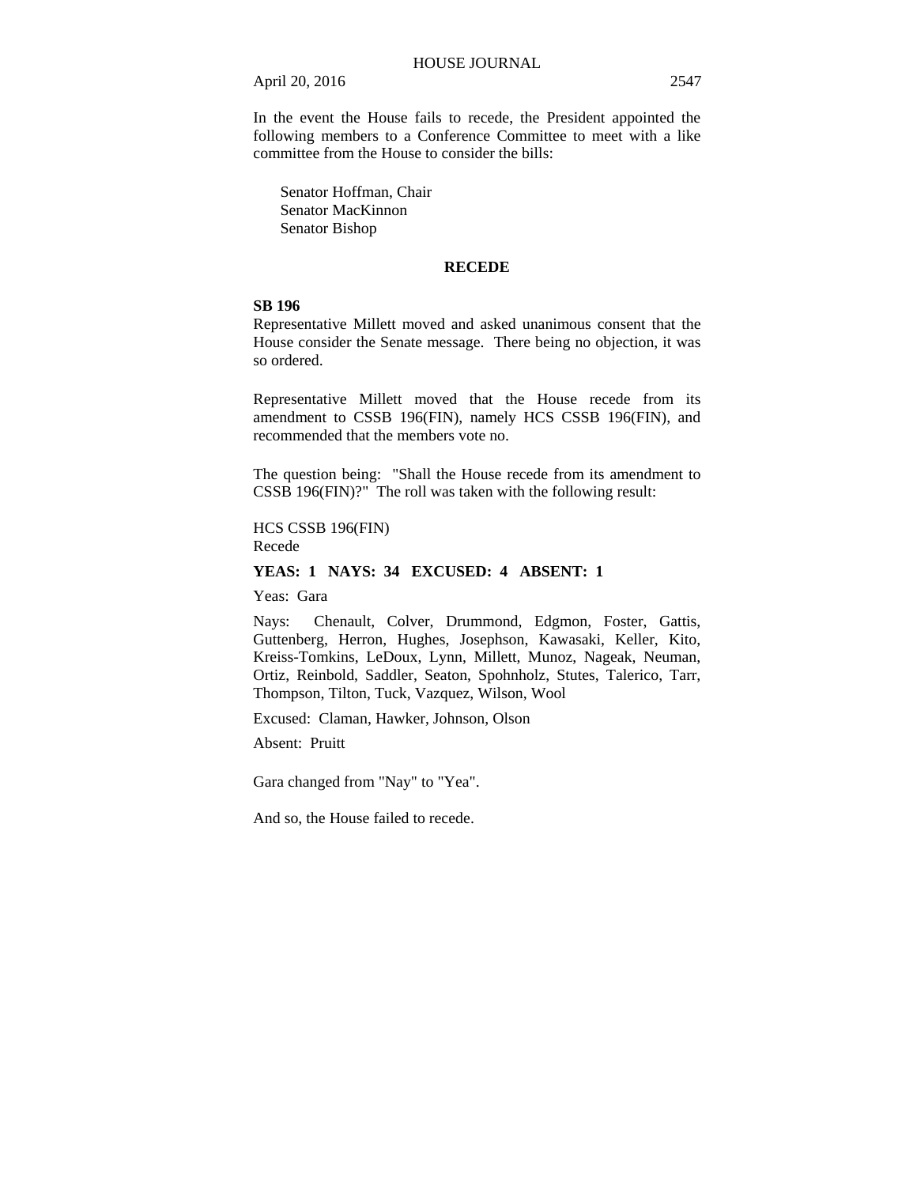In the event the House fails to recede, the President appointed the following members to a Conference Committee to meet with a like committee from the House to consider the bills:

Senator Hoffman, Chair
Senator MacKinnon
Senator Bishop

## RECEDE

**SB 196**

Representative Millett moved and asked unanimous consent that the House consider the Senate message. There being no objection, it was so ordered.

Representative Millett moved that the House recede from its amendment to CSSB 196(FIN), namely HCS CSSB 196(FIN), and recommended that the members vote no.

The question being: "Shall the House recede from its amendment to CSSB 196(FIN)?" The roll was taken with the following result:

HCS CSSB 196(FIN)
Recede

**YEAS: 1 NAYS: 34 EXCUSED: 4 ABSENT: 1**

Yeas: Gara

Nays: Chenault, Colver, Drummond, Edgmon, Foster, Gattis, Guttenberg, Herron, Hughes, Josephson, Kawasaki, Keller, Kito, Kreiss-Tomkins, LeDoux, Lynn, Millett, Munoz, Nageak, Neuman, Ortiz, Reinbold, Saddler, Seaton, Spohnholz, Stutes, Talerico, Tarr, Thompson, Tilton, Tuck, Vazquez, Wilson, Wool

Excused: Claman, Hawker, Johnson, Olson

Absent: Pruitt

Gara changed from "Nay" to "Yea".

And so, the House failed to recede.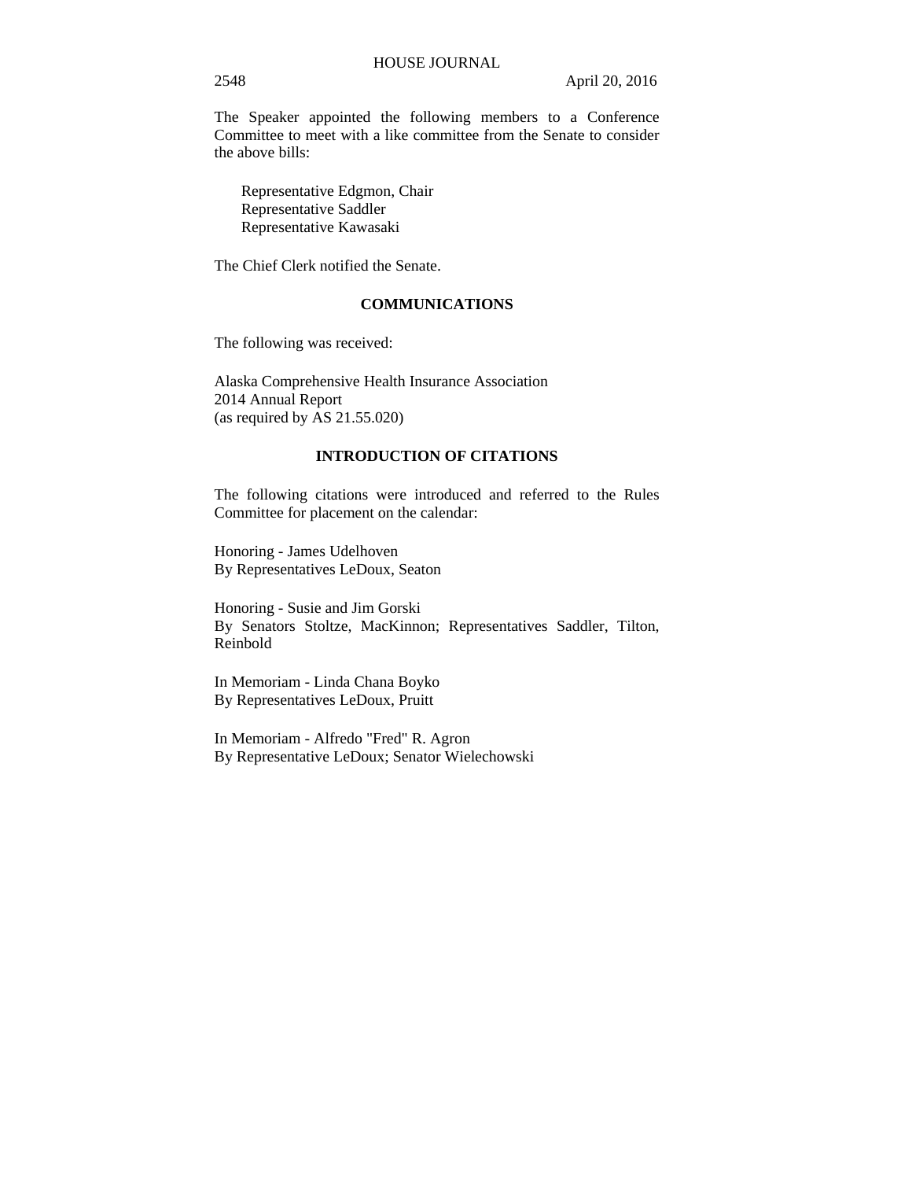The Speaker appointed the following members to a Conference Committee to meet with a like committee from the Senate to consider the above bills:

Representative Edgmon, Chair
Representative Saddler
Representative Kawasaki

The Chief Clerk notified the Senate.

## COMMUNICATIONS

The following was received:

Alaska Comprehensive Health Insurance Association
2014 Annual Report
(as required by AS 21.55.020)

## INTRODUCTION OF CITATIONS

The following citations were introduced and referred to the Rules Committee for placement on the calendar:

Honoring - James Udelhoven
By Representatives LeDoux, Seaton

Honoring - Susie and Jim Gorski
By Senators Stoltze, MacKinnon; Representatives Saddler, Tilton, Reinbold

In Memoriam - Linda Chana Boyko
By Representatives LeDoux, Pruitt

In Memoriam - Alfredo "Fred" R. Agron
By Representative LeDoux; Senator Wielechowski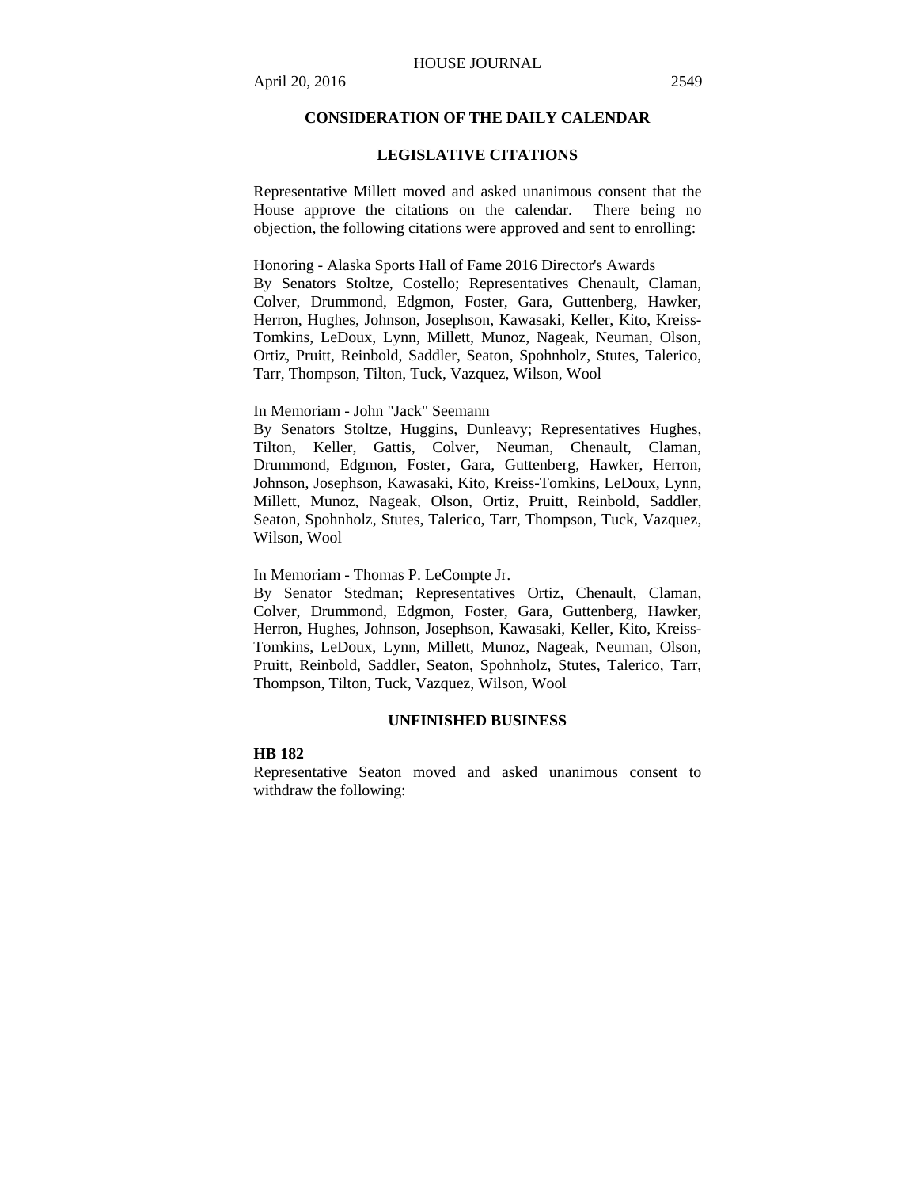## CONSIDERATION OF THE DAILY CALENDAR

### LEGISLATIVE CITATIONS

Representative Millett moved and asked unanimous consent that the House approve the citations on the calendar. There being no objection, the following citations were approved and sent to enrolling:

Honoring - Alaska Sports Hall of Fame 2016 Director's Awards
By Senators Stoltze, Costello; Representatives Chenault, Claman, Colver, Drummond, Edgmon, Foster, Gara, Guttenberg, Hawker, Herron, Hughes, Johnson, Josephson, Kawasaki, Keller, Kito, Kreiss-Tomkins, LeDoux, Lynn, Millett, Munoz, Nageak, Neuman, Olson, Ortiz, Pruitt, Reinbold, Saddler, Seaton, Spohnholz, Stutes, Talerico, Tarr, Thompson, Tilton, Tuck, Vazquez, Wilson, Wool

In Memoriam - John "Jack" Seemann
By Senators Stoltze, Huggins, Dunleavy; Representatives Hughes, Tilton, Keller, Gattis, Colver, Neuman, Chenault, Claman, Drummond, Edgmon, Foster, Gara, Guttenberg, Hawker, Herron, Johnson, Josephson, Kawasaki, Kito, Kreiss-Tomkins, LeDoux, Lynn, Millett, Munoz, Nageak, Olson, Ortiz, Pruitt, Reinbold, Saddler, Seaton, Spohnholz, Stutes, Talerico, Tarr, Thompson, Tuck, Vazquez, Wilson, Wool

In Memoriam - Thomas P. LeCompte Jr.
By Senator Stedman; Representatives Ortiz, Chenault, Claman, Colver, Drummond, Edgmon, Foster, Gara, Guttenberg, Hawker, Herron, Hughes, Johnson, Josephson, Kawasaki, Keller, Kito, Kreiss-Tomkins, LeDoux, Lynn, Millett, Munoz, Nageak, Neuman, Olson, Pruitt, Reinbold, Saddler, Seaton, Spohnholz, Stutes, Talerico, Tarr, Thompson, Tilton, Tuck, Vazquez, Wilson, Wool

### UNFINISHED BUSINESS

**HB 182**
Representative Seaton moved and asked unanimous consent to withdraw the following: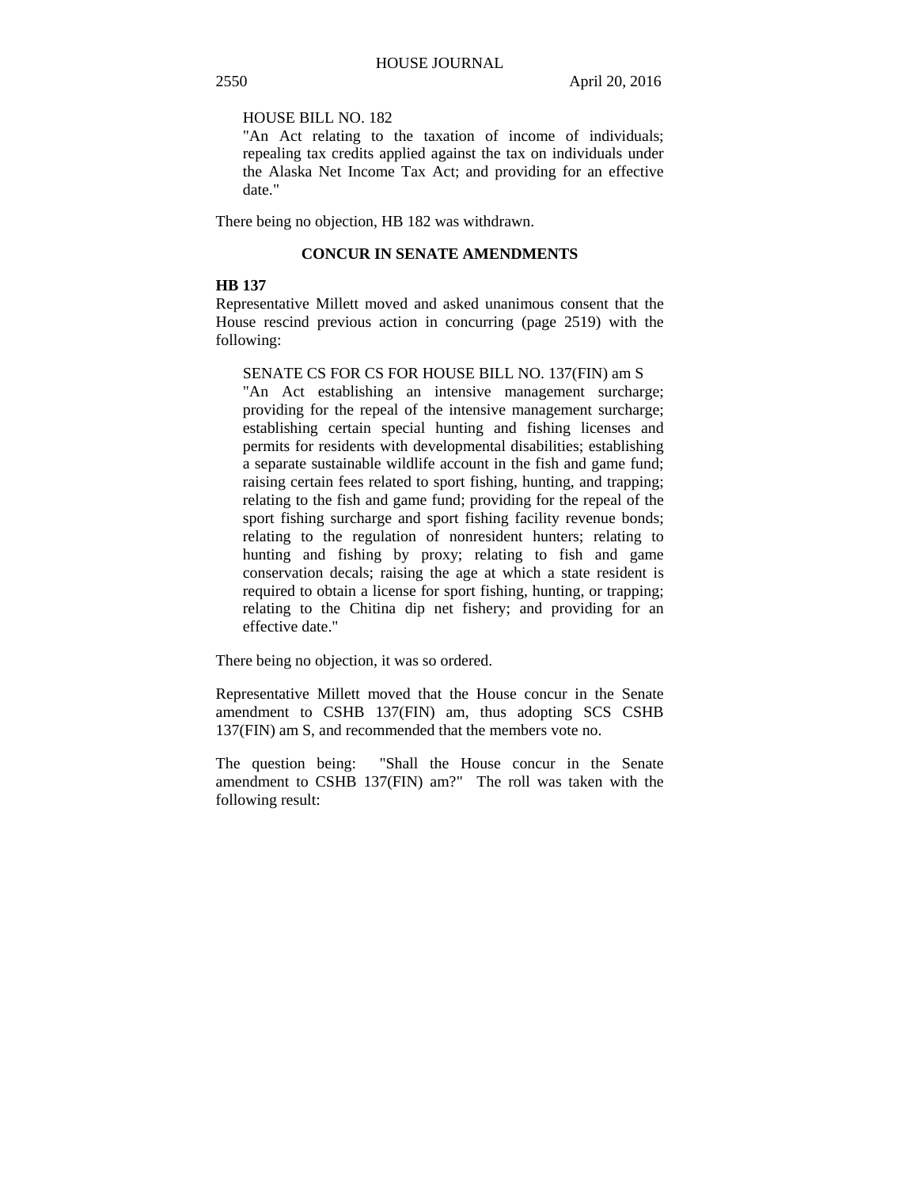HOUSE BILL NO. 182
"An Act relating to the taxation of income of individuals; repealing tax credits applied against the tax on individuals under the Alaska Net Income Tax Act; and providing for an effective date."

There being no objection, HB 182 was withdrawn.

## CONCUR IN SENATE AMENDMENTS

**HB 137**

Representative Millett moved and asked unanimous consent that the House rescind previous action in concurring (page 2519) with the following:

SENATE CS FOR CS FOR HOUSE BILL NO. 137(FIN) am S
"An Act establishing an intensive management surcharge; providing for the repeal of the intensive management surcharge; establishing certain special hunting and fishing licenses and permits for residents with developmental disabilities; establishing a separate sustainable wildlife account in the fish and game fund; raising certain fees related to sport fishing, hunting, and trapping; relating to the fish and game fund; providing for the repeal of the sport fishing surcharge and sport fishing facility revenue bonds; relating to the regulation of nonresident hunters; relating to hunting and fishing by proxy; relating to fish and game conservation decals; raising the age at which a state resident is required to obtain a license for sport fishing, hunting, or trapping; relating to the Chitina dip net fishery; and providing for an effective date."

There being no objection, it was so ordered.

Representative Millett moved that the House concur in the Senate amendment to CSHB 137(FIN) am, thus adopting SCS CSHB 137(FIN) am S, and recommended that the members vote no.

The question being: "Shall the House concur in the Senate amendment to CSHB 137(FIN) am?" The roll was taken with the following result: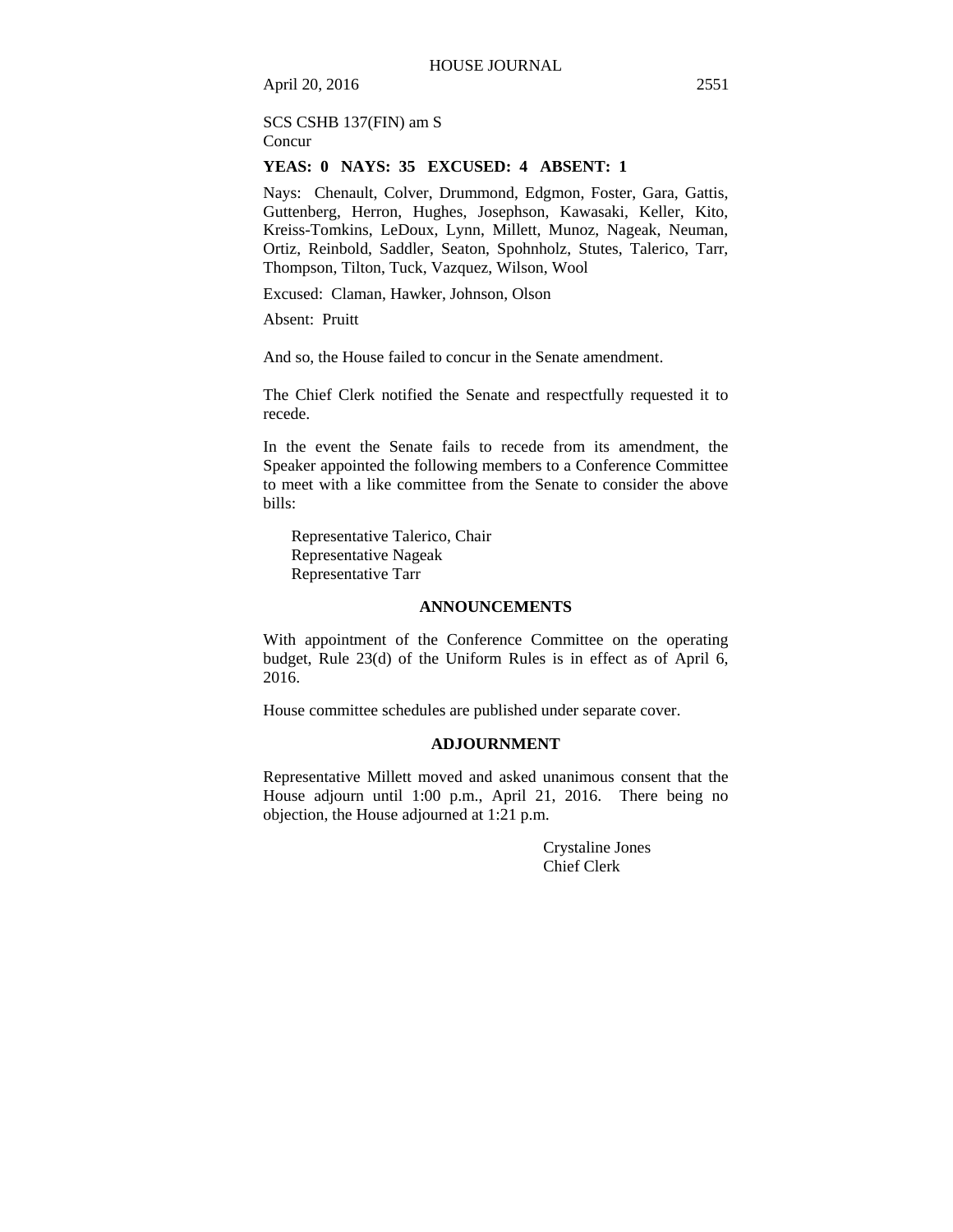SCS CSHB 137(FIN) am S
Concur

**YEAS: 0 NAYS: 35 EXCUSED: 4 ABSENT: 1**

Nays: Chenault, Colver, Drummond, Edgmon, Foster, Gara, Gattis, Guttenberg, Herron, Hughes, Josephson, Kawasaki, Keller, Kito, Kreiss-Tomkins, LeDoux, Lynn, Millett, Munoz, Nageak, Neuman, Ortiz, Reinbold, Saddler, Seaton, Spohnholz, Stutes, Talerico, Tarr, Thompson, Tilton, Tuck, Vazquez, Wilson, Wool

Excused: Claman, Hawker, Johnson, Olson

Absent: Pruitt

And so, the House failed to concur in the Senate amendment.

The Chief Clerk notified the Senate and respectfully requested it to recede.

In the event the Senate fails to recede from its amendment, the Speaker appointed the following members to a Conference Committee to meet with a like committee from the Senate to consider the above bills:

Representative Talerico, Chair
Representative Nageak
Representative Tarr

## ANNOUNCEMENTS

With appointment of the Conference Committee on the operating budget, Rule 23(d) of the Uniform Rules is in effect as of April 6, 2016.

House committee schedules are published under separate cover.

## ADJOURNMENT

Representative Millett moved and asked unanimous consent that the House adjourn until 1:00 p.m., April 21, 2016. There being no objection, the House adjourned at 1:21 p.m.

Crystaline Jones
Chief Clerk